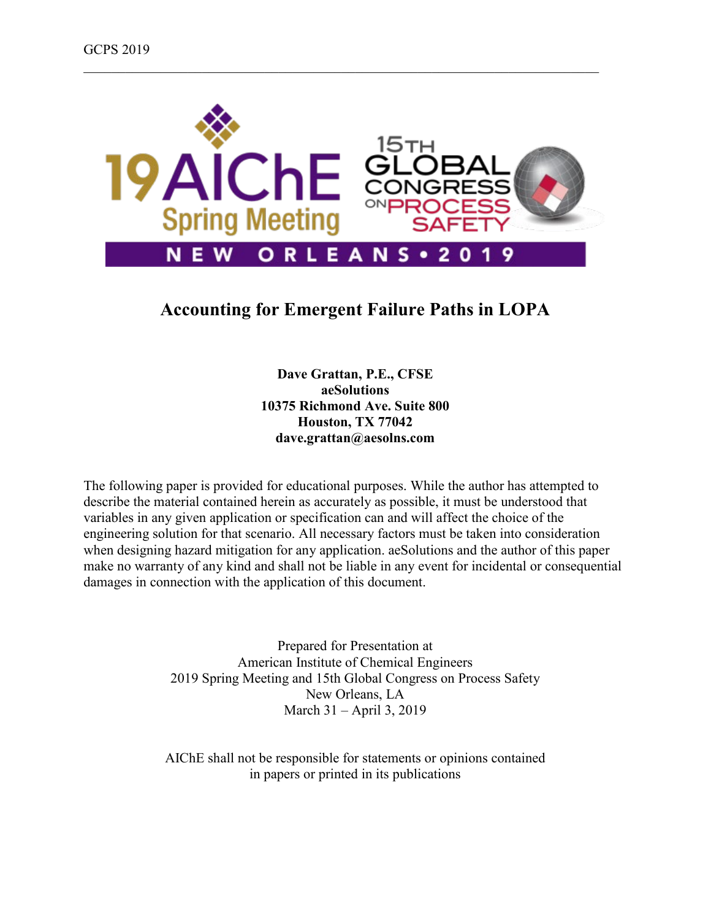# Accounting for Emergent Failure Paths in LOPA

**Dave Grattan, P.E., CFSE**
**aeSolutions**
**10375 Richmond Ave. Suite 800**
**Houston, TX 77042**
**dave.grattan@aesolns.com**

The following paper is provided for educational purposes. While the author has attempted to describe the material contained herein as accurately as possible, it must be understood that variables in any given application or specification can and will affect the choice of the engineering solution for that scenario. All necessary factors must be taken into consideration when designing hazard mitigation for any application. aeSolutions and the author of this paper make no warranty of any kind and shall not be liable in any event for incidental or consequential damages in connection with the application of this document.

Prepared for Presentation at
American Institute of Chemical Engineers
2019 Spring Meeting and 15th Global Congress on Process Safety
New Orleans, LA
March 31 – April 3, 2019

AIChE shall not be responsible for statements or opinions contained in papers or printed in its publications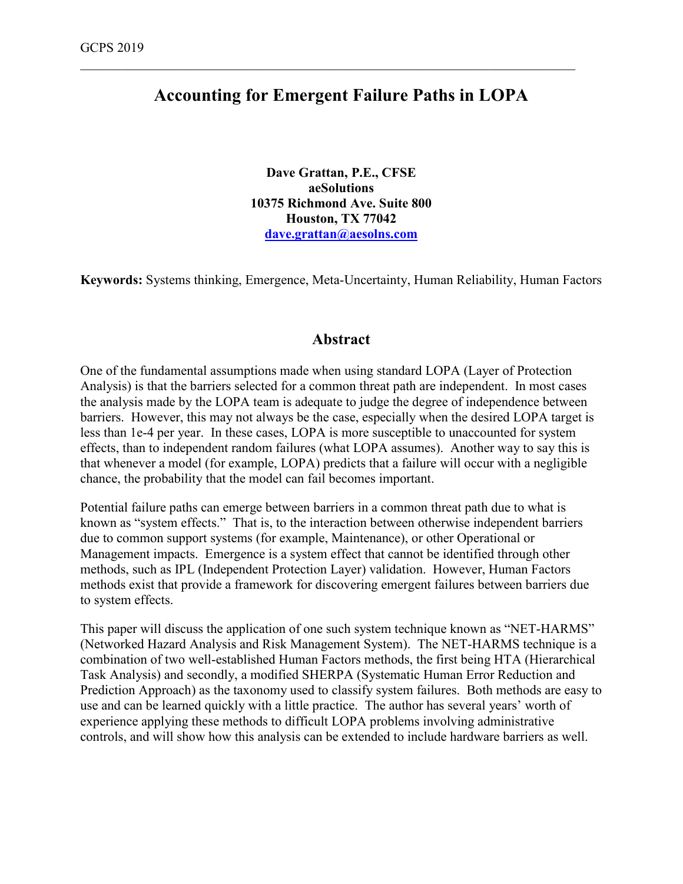# Accounting for Emergent Failure Paths in LOPA

**Dave Grattan, P.E., CFSE**
**aeSolutions**
**10375 Richmond Ave. Suite 800**
**Houston, TX 77042**
**dave.grattan@aesolns.com**

**Keywords:** Systems thinking, Emergence, Meta-Uncertainty, Human Reliability, Human Factors

## Abstract

One of the fundamental assumptions made when using standard LOPA (Layer of Protection Analysis) is that the barriers selected for a common threat path are independent. In most cases the analysis made by the LOPA team is adequate to judge the degree of independence between barriers. However, this may not always be the case, especially when the desired LOPA target is less than 1e-4 per year. In these cases, LOPA is more susceptible to unaccounted for system effects, than to independent random failures (what LOPA assumes). Another way to say this is that whenever a model (for example, LOPA) predicts that a failure will occur with a negligible chance, the probability that the model can fail becomes important.

Potential failure paths can emerge between barriers in a common threat path due to what is known as "system effects." That is, to the interaction between otherwise independent barriers due to common support systems (for example, Maintenance), or other Operational or Management impacts. Emergence is a system effect that cannot be identified through other methods, such as IPL (Independent Protection Layer) validation. However, Human Factors methods exist that provide a framework for discovering emergent failures between barriers due to system effects.

This paper will discuss the application of one such system technique known as "NET-HARMS" (Networked Hazard Analysis and Risk Management System). The NET-HARMS technique is a combination of two well-established Human Factors methods, the first being HTA (Hierarchical Task Analysis) and secondly, a modified SHERPA (Systematic Human Error Reduction and Prediction Approach) as the taxonomy used to classify system failures. Both methods are easy to use and can be learned quickly with a little practice. The author has several years' worth of experience applying these methods to difficult LOPA problems involving administrative controls, and will show how this analysis can be extended to include hardware barriers as well.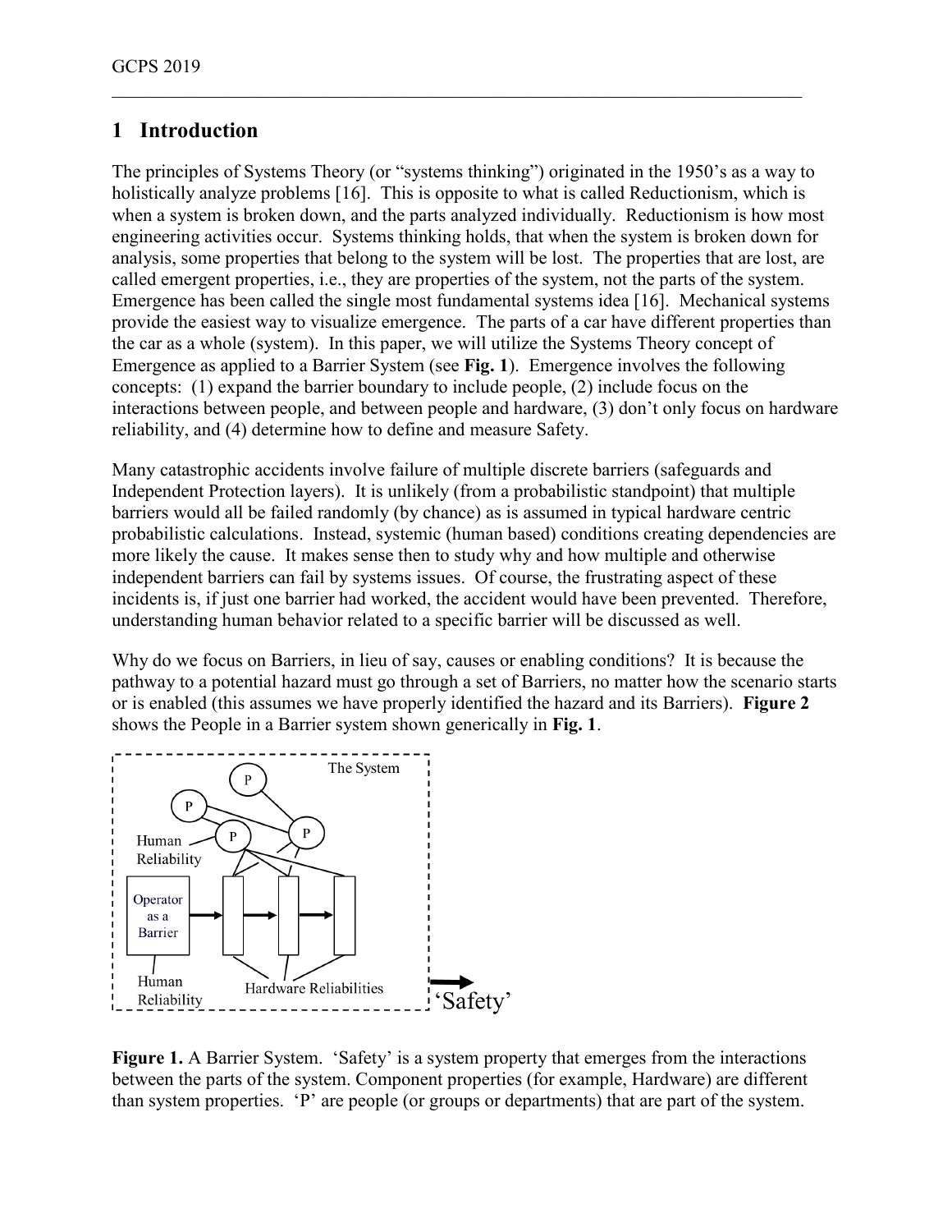## 1 Introduction

The principles of Systems Theory (or "systems thinking") originated in the 1950's as a way to holistically analyze problems [16]. This is opposite to what is called Reductionism, which is when a system is broken down, and the parts analyzed individually. Reductionism is how most engineering activities occur. Systems thinking holds, that when the system is broken down for analysis, some properties that belong to the system will be lost. The properties that are lost, are called emergent properties, i.e., they are properties of the system, not the parts of the system. Emergence has been called the single most fundamental systems idea [16]. Mechanical systems provide the easiest way to visualize emergence. The parts of a car have different properties than the car as a whole (system). In this paper, we will utilize the Systems Theory concept of Emergence as applied to a Barrier System (see **Fig. 1**). Emergence involves the following concepts: (1) expand the barrier boundary to include people, (2) include focus on the interactions between people, and between people and hardware, (3) don't only focus on hardware reliability, and (4) determine how to define and measure Safety.

Many catastrophic accidents involve failure of multiple discrete barriers (safeguards and Independent Protection layers). It is unlikely (from a probabilistic standpoint) that multiple barriers would all be failed randomly (by chance) as is assumed in typical hardware centric probabilistic calculations. Instead, systemic (human based) conditions creating dependencies are more likely the cause. It makes sense then to study why and how multiple and otherwise independent barriers can fail by systems issues. Of course, the frustrating aspect of these incidents is, if just one barrier had worked, the accident would have been prevented. Therefore, understanding human behavior related to a specific barrier will be discussed as well.

Why do we focus on Barriers, in lieu of say, causes or enabling conditions? It is because the pathway to a potential hazard must go through a set of Barriers, no matter how the scenario starts or is enabled (this assumes we have properly identified the hazard and its Barriers). **Figure 2** shows the People in a Barrier system shown generically in **Fig. 1**.

**Figure 1.** A Barrier System. 'Safety' is a system property that emerges from the interactions between the parts of the system. Component properties (for example, Hardware) are different than system properties. 'P' are people (or groups or departments) that are part of the system.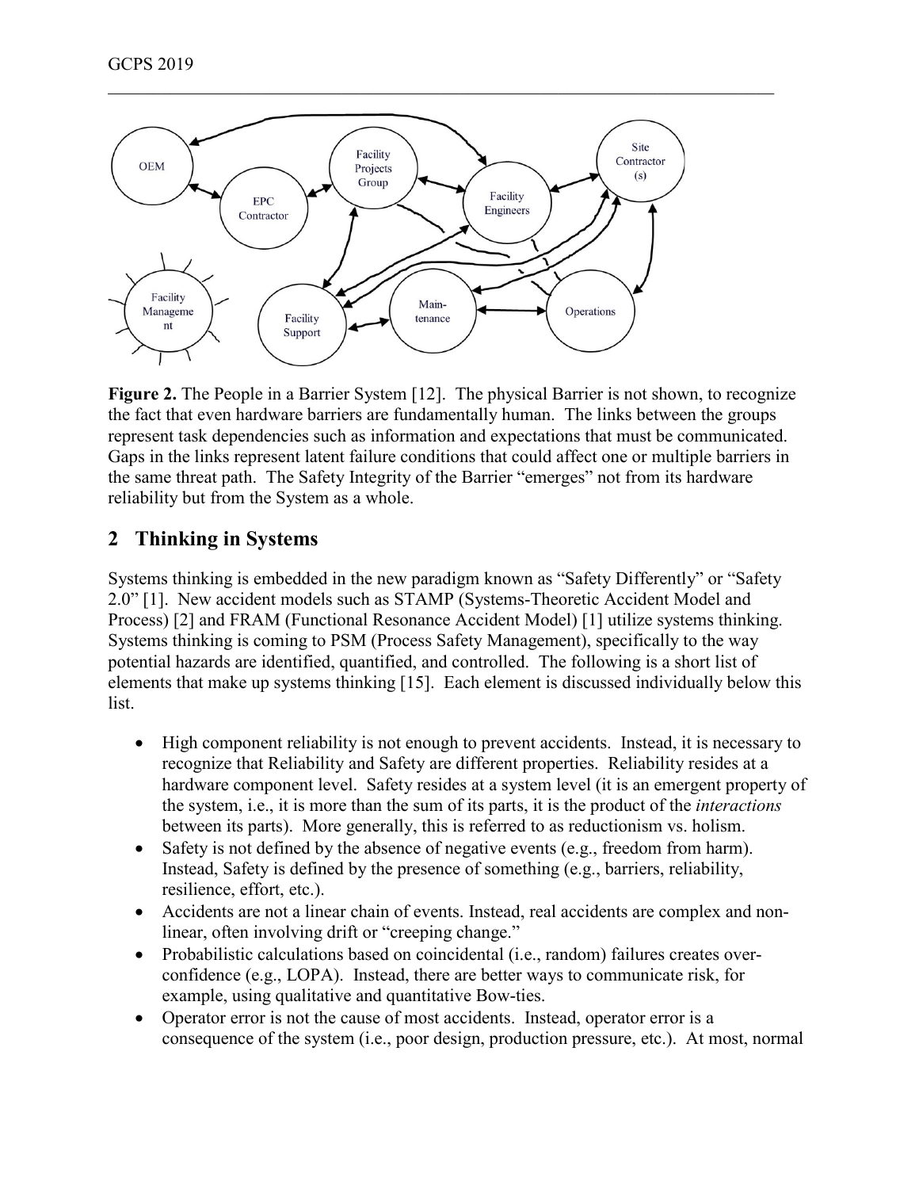**Figure 2.** The People in a Barrier System [12]. The physical Barrier is not shown, to recognize the fact that even hardware barriers are fundamentally human. The links between the groups represent task dependencies such as information and expectations that must be communicated. Gaps in the links represent latent failure conditions that could affect one or multiple barriers in the same threat path. The Safety Integrity of the Barrier "emerges" not from its hardware reliability but from the System as a whole.

## 2 Thinking in Systems

Systems thinking is embedded in the new paradigm known as "Safety Differently" or "Safety 2.0" [1]. New accident models such as STAMP (Systems-Theoretic Accident Model and Process) [2] and FRAM (Functional Resonance Accident Model) [1] utilize systems thinking. Systems thinking is coming to PSM (Process Safety Management), specifically to the way potential hazards are identified, quantified, and controlled. The following is a short list of elements that make up systems thinking [15]. Each element is discussed individually below this list.

- High component reliability is not enough to prevent accidents. Instead, it is necessary to recognize that Reliability and Safety are different properties. Reliability resides at a hardware component level. Safety resides at a system level (it is an emergent property of the system, i.e., it is more than the sum of its parts, it is the product of the *interactions* between its parts). More generally, this is referred to as reductionism vs. holism.
- Safety is not defined by the absence of negative events (e.g., freedom from harm). Instead, Safety is defined by the presence of something (e.g., barriers, reliability, resilience, effort, etc.).
- Accidents are not a linear chain of events. Instead, real accidents are complex and non-linear, often involving drift or "creeping change."
- Probabilistic calculations based on coincidental (i.e., random) failures creates over-confidence (e.g., LOPA). Instead, there are better ways to communicate risk, for example, using qualitative and quantitative Bow-ties.
- Operator error is not the cause of most accidents. Instead, operator error is a consequence of the system (i.e., poor design, production pressure, etc.). At most, normal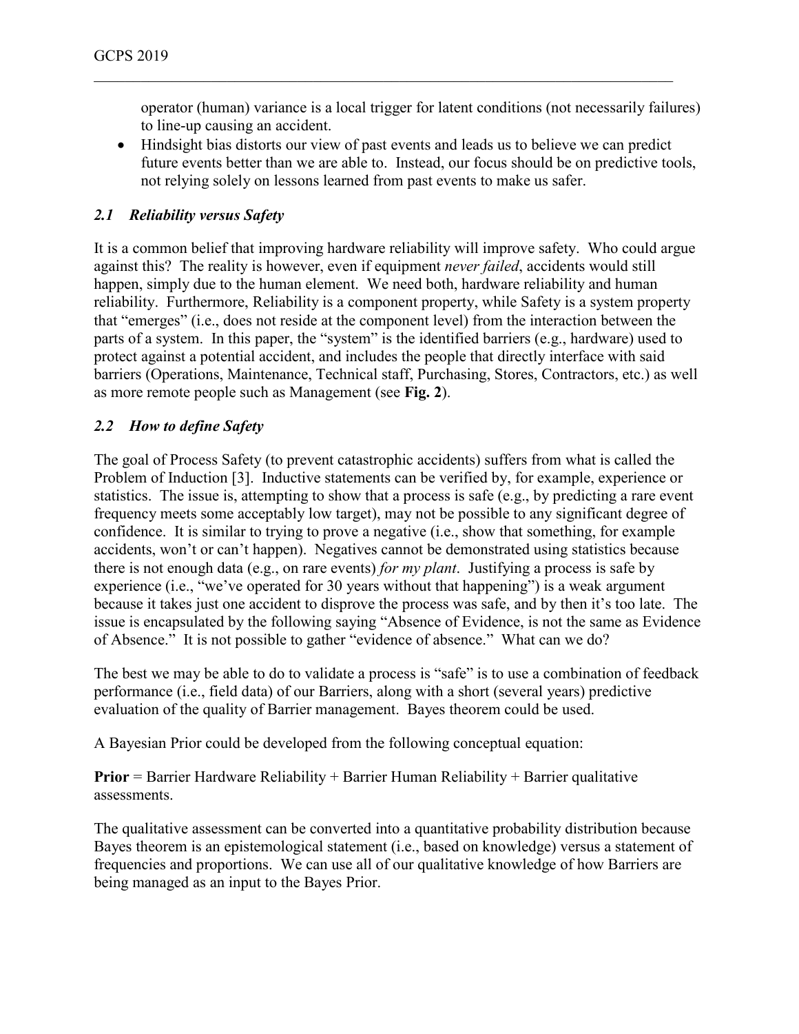operator (human) variance is a local trigger for latent conditions (not necessarily failures) to line-up causing an accident.

- Hindsight bias distorts our view of past events and leads us to believe we can predict future events better than we are able to. Instead, our focus should be on predictive tools, not relying solely on lessons learned from past events to make us safer.

### *2.1 Reliability versus Safety*

It is a common belief that improving hardware reliability will improve safety. Who could argue against this? The reality is however, even if equipment *never failed*, accidents would still happen, simply due to the human element. We need both, hardware reliability and human reliability. Furthermore, Reliability is a component property, while Safety is a system property that "emerges" (i.e., does not reside at the component level) from the interaction between the parts of a system. In this paper, the "system" is the identified barriers (e.g., hardware) used to protect against a potential accident, and includes the people that directly interface with said barriers (Operations, Maintenance, Technical staff, Purchasing, Stores, Contractors, etc.) as well as more remote people such as Management (see **Fig. 2**).

### *2.2 How to define Safety*

The goal of Process Safety (to prevent catastrophic accidents) suffers from what is called the Problem of Induction [3]. Inductive statements can be verified by, for example, experience or statistics. The issue is, attempting to show that a process is safe (e.g., by predicting a rare event frequency meets some acceptably low target), may not be possible to any significant degree of confidence. It is similar to trying to prove a negative (i.e., show that something, for example accidents, won't or can't happen). Negatives cannot be demonstrated using statistics because there is not enough data (e.g., on rare events) *for my plant*. Justifying a process is safe by experience (i.e., "we've operated for 30 years without that happening") is a weak argument because it takes just one accident to disprove the process was safe, and by then it's too late. The issue is encapsulated by the following saying "Absence of Evidence, is not the same as Evidence of Absence." It is not possible to gather "evidence of absence." What can we do?

The best we may be able to do to validate a process is "safe" is to use a combination of feedback performance (i.e., field data) of our Barriers, along with a short (several years) predictive evaluation of the quality of Barrier management. Bayes theorem could be used.

A Bayesian Prior could be developed from the following conceptual equation:

**Prior** = Barrier Hardware Reliability + Barrier Human Reliability + Barrier qualitative assessments.

The qualitative assessment can be converted into a quantitative probability distribution because Bayes theorem is an epistemological statement (i.e., based on knowledge) versus a statement of frequencies and proportions. We can use all of our qualitative knowledge of how Barriers are being managed as an input to the Bayes Prior.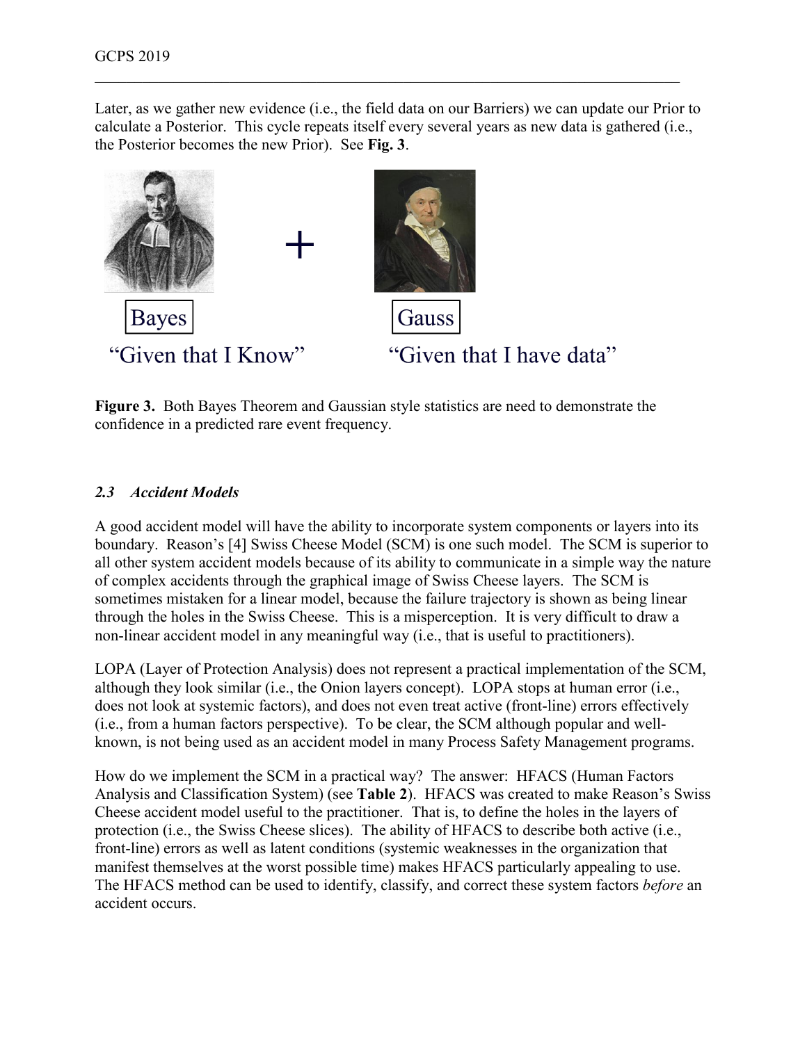Later, as we gather new evidence (i.e., the field data on our Barriers) we can update our Prior to calculate a Posterior. This cycle repeats itself every several years as new data is gathered (i.e., the Posterior becomes the new Prior). See **Fig. 3**.

Bayes + Gauss

"Given that I Know" "Given that I have data"

**Figure 3.** Both Bayes Theorem and Gaussian style statistics are need to demonstrate the confidence in a predicted rare event frequency.

### *2.3 Accident Models*

A good accident model will have the ability to incorporate system components or layers into its boundary. Reason's [4] Swiss Cheese Model (SCM) is one such model. The SCM is superior to all other system accident models because of its ability to communicate in a simple way the nature of complex accidents through the graphical image of Swiss Cheese layers. The SCM is sometimes mistaken for a linear model, because the failure trajectory is shown as being linear through the holes in the Swiss Cheese. This is a misperception. It is very difficult to draw a non-linear accident model in any meaningful way (i.e., that is useful to practitioners).

LOPA (Layer of Protection Analysis) does not represent a practical implementation of the SCM, although they look similar (i.e., the Onion layers concept). LOPA stops at human error (i.e., does not look at systemic factors), and does not even treat active (front-line) errors effectively (i.e., from a human factors perspective). To be clear, the SCM although popular and well-known, is not being used as an accident model in many Process Safety Management programs.

How do we implement the SCM in a practical way? The answer: HFACS (Human Factors Analysis and Classification System) (see **Table 2**). HFACS was created to make Reason's Swiss Cheese accident model useful to the practitioner. That is, to define the holes in the layers of protection (i.e., the Swiss Cheese slices). The ability of HFACS to describe both active (i.e., front-line) errors as well as latent conditions (systemic weaknesses in the organization that manifest themselves at the worst possible time) makes HFACS particularly appealing to use. The HFACS method can be used to identify, classify, and correct these system factors *before* an accident occurs.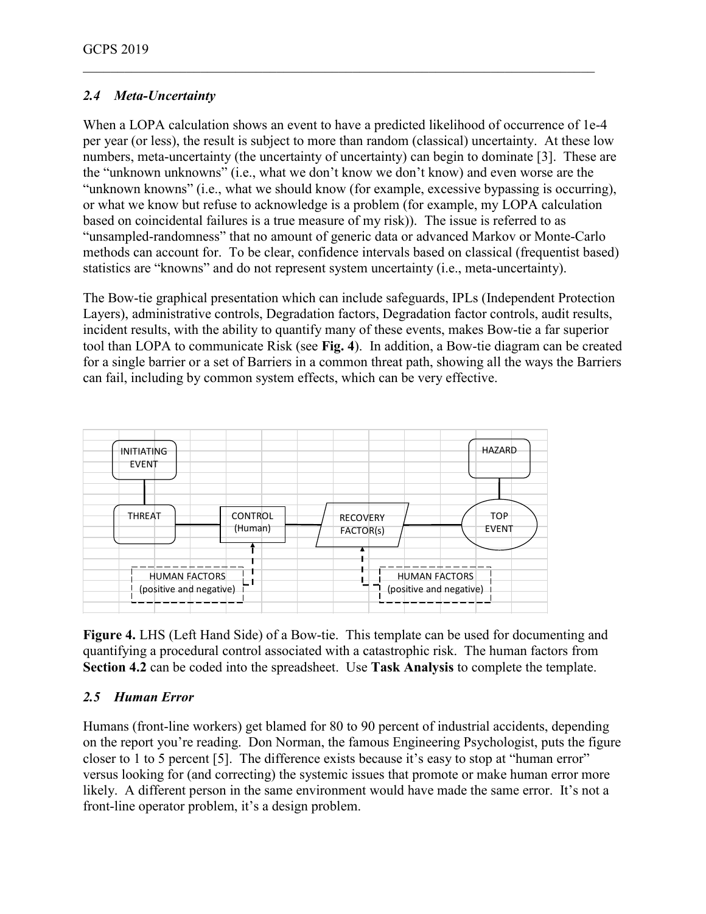### *2.4 Meta-Uncertainty*

When a LOPA calculation shows an event to have a predicted likelihood of occurrence of 1e-4 per year (or less), the result is subject to more than random (classical) uncertainty. At these low numbers, meta-uncertainty (the uncertainty of uncertainty) can begin to dominate [3]. These are the "unknown unknowns" (i.e., what we don't know we don't know) and even worse are the "unknown knowns" (i.e., what we should know (for example, excessive bypassing is occurring), or what we know but refuse to acknowledge is a problem (for example, my LOPA calculation based on coincidental failures is a true measure of my risk)). The issue is referred to as "unsampled-randomness" that no amount of generic data or advanced Markov or Monte-Carlo methods can account for. To be clear, confidence intervals based on classical (frequentist based) statistics are "knowns" and do not represent system uncertainty (i.e., meta-uncertainty).

The Bow-tie graphical presentation which can include safeguards, IPLs (Independent Protection Layers), administrative controls, Degradation factors, Degradation factor controls, audit results, incident results, with the ability to quantify many of these events, makes Bow-tie a far superior tool than LOPA to communicate Risk (see **Fig. 4**). In addition, a Bow-tie diagram can be created for a single barrier or a set of Barriers in a common threat path, showing all the ways the Barriers can fail, including by common system effects, which can be very effective.

INITIATING EVENT — THREAT — CONTROL (Human) — RECOVERY FACTOR(s) — TOP EVENT — HAZARD

HUMAN FACTORS (positive and negative) → CONTROL (Human)

HUMAN FACTORS (positive and negative) → RECOVERY FACTOR(s)

**Figure 4.** LHS (Left Hand Side) of a Bow-tie. This template can be used for documenting and quantifying a procedural control associated with a catastrophic risk. The human factors from **Section 4.2** can be coded into the spreadsheet. Use **Task Analysis** to complete the template.

### *2.5 Human Error*

Humans (front-line workers) get blamed for 80 to 90 percent of industrial accidents, depending on the report you're reading. Don Norman, the famous Engineering Psychologist, puts the figure closer to 1 to 5 percent [5]. The difference exists because it's easy to stop at "human error" versus looking for (and correcting) the systemic issues that promote or make human error more likely. A different person in the same environment would have made the same error. It's not a front-line operator problem, it's a design problem.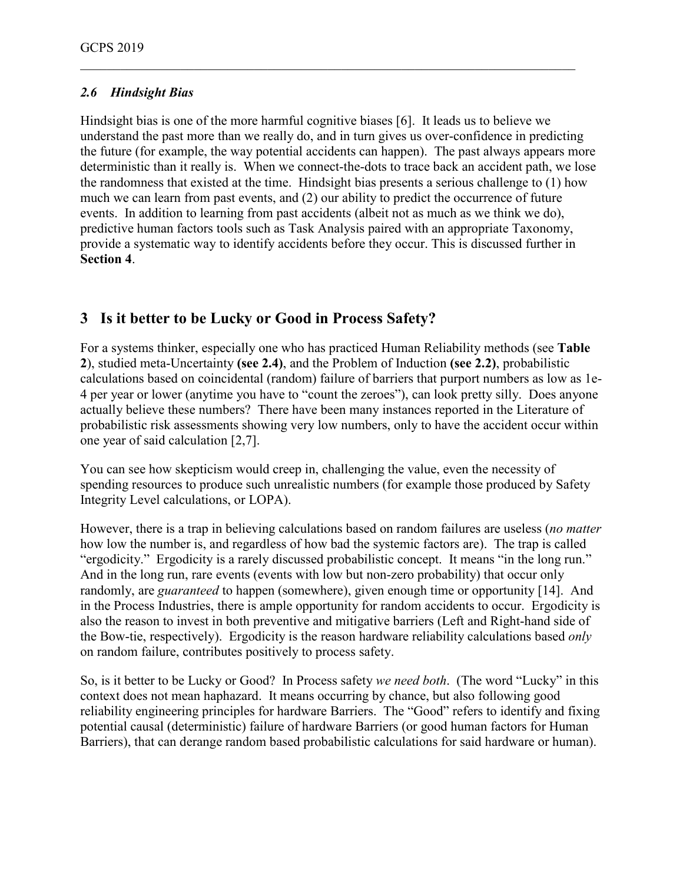### *2.6 Hindsight Bias*

Hindsight bias is one of the more harmful cognitive biases [6]. It leads us to believe we understand the past more than we really do, and in turn gives us over-confidence in predicting the future (for example, the way potential accidents can happen). The past always appears more deterministic than it really is. When we connect-the-dots to trace back an accident path, we lose the randomness that existed at the time. Hindsight bias presents a serious challenge to (1) how much we can learn from past events, and (2) our ability to predict the occurrence of future events. In addition to learning from past accidents (albeit not as much as we think we do), predictive human factors tools such as Task Analysis paired with an appropriate Taxonomy, provide a systematic way to identify accidents before they occur. This is discussed further in **Section 4**.

## 3 Is it better to be Lucky or Good in Process Safety?

For a systems thinker, especially one who has practiced Human Reliability methods (see **Table 2**), studied meta-Uncertainty **(see 2.4)**, and the Problem of Induction **(see 2.2)**, probabilistic calculations based on coincidental (random) failure of barriers that purport numbers as low as 1e-4 per year or lower (anytime you have to "count the zeroes"), can look pretty silly. Does anyone actually believe these numbers? There have been many instances reported in the Literature of probabilistic risk assessments showing very low numbers, only to have the accident occur within one year of said calculation [2,7].

You can see how skepticism would creep in, challenging the value, even the necessity of spending resources to produce such unrealistic numbers (for example those produced by Safety Integrity Level calculations, or LOPA).

However, there is a trap in believing calculations based on random failures are useless (*no matter* how low the number is, and regardless of how bad the systemic factors are). The trap is called "ergodicity." Ergodicity is a rarely discussed probabilistic concept. It means "in the long run." And in the long run, rare events (events with low but non-zero probability) that occur only randomly, are *guaranteed* to happen (somewhere), given enough time or opportunity [14]. And in the Process Industries, there is ample opportunity for random accidents to occur. Ergodicity is also the reason to invest in both preventive and mitigative barriers (Left and Right-hand side of the Bow-tie, respectively). Ergodicity is the reason hardware reliability calculations based *only* on random failure, contributes positively to process safety.

So, is it better to be Lucky or Good? In Process safety *we need both*. (The word "Lucky" in this context does not mean haphazard. It means occurring by chance, but also following good reliability engineering principles for hardware Barriers. The "Good" refers to identify and fixing potential causal (deterministic) failure of hardware Barriers (or good human factors for Human Barriers), that can derange random based probabilistic calculations for said hardware or human).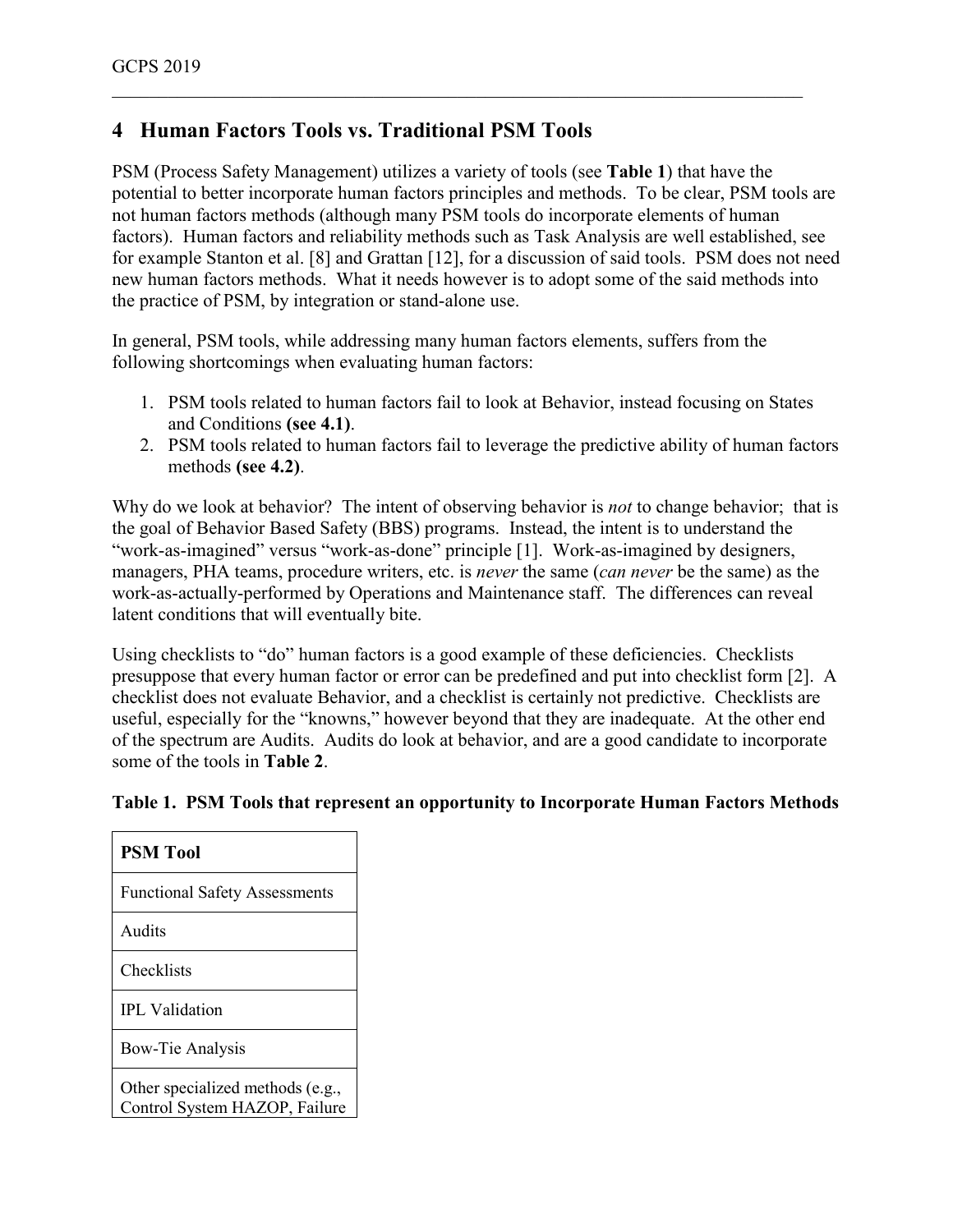## 4 Human Factors Tools vs. Traditional PSM Tools

PSM (Process Safety Management) utilizes a variety of tools (see **Table 1**) that have the potential to better incorporate human factors principles and methods. To be clear, PSM tools are not human factors methods (although many PSM tools do incorporate elements of human factors). Human factors and reliability methods such as Task Analysis are well established, see for example Stanton et al. [8] and Grattan [12], for a discussion of said tools. PSM does not need new human factors methods. What it needs however is to adopt some of the said methods into the practice of PSM, by integration or stand-alone use.

In general, PSM tools, while addressing many human factors elements, suffers from the following shortcomings when evaluating human factors:

1. PSM tools related to human factors fail to look at Behavior, instead focusing on States and Conditions **(see 4.1)**.
2. PSM tools related to human factors fail to leverage the predictive ability of human factors methods **(see 4.2)**.

Why do we look at behavior? The intent of observing behavior is *not* to change behavior; that is the goal of Behavior Based Safety (BBS) programs. Instead, the intent is to understand the "work-as-imagined" versus "work-as-done" principle [1]. Work-as-imagined by designers, managers, PHA teams, procedure writers, etc. is *never* the same (*can never* be the same) as the work-as-actually-performed by Operations and Maintenance staff. The differences can reveal latent conditions that will eventually bite.

Using checklists to "do" human factors is a good example of these deficiencies. Checklists presuppose that every human factor or error can be predefined and put into checklist form [2]. A checklist does not evaluate Behavior, and a checklist is certainly not predictive. Checklists are useful, especially for the "knowns," however beyond that they are inadequate. At the other end of the spectrum are Audits. Audits do look at behavior, and are a good candidate to incorporate some of the tools in **Table 2**.

**Table 1. PSM Tools that represent an opportunity to Incorporate Human Factors Methods**

| PSM Tool |
|---|
| Functional Safety Assessments |
| Audits |
| Checklists |
| IPL Validation |
| Bow-Tie Analysis |
| Other specialized methods (e.g., Control System HAZOP, Failure |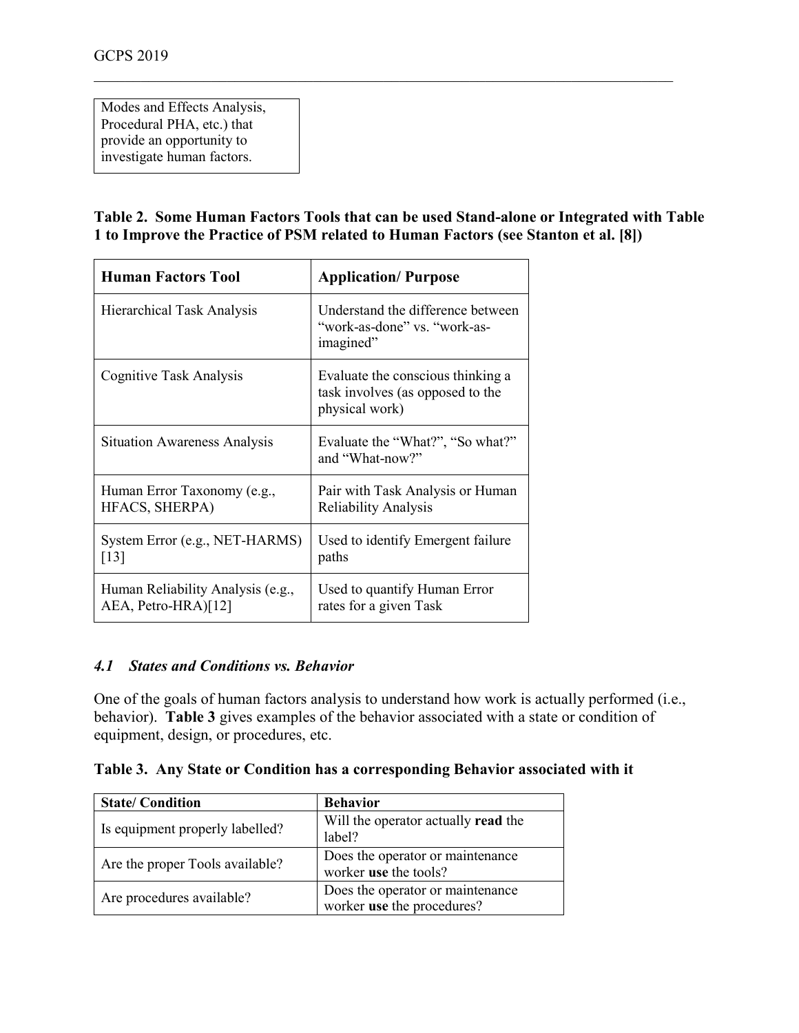| Modes and Effects Analysis, Procedural PHA, etc.) that provide an opportunity to investigate human factors. |
|---|

**Table 2. Some Human Factors Tools that can be used Stand-alone or Integrated with Table 1 to Improve the Practice of PSM related to Human Factors (see Stanton et al. [8])**

| Human Factors Tool | Application/ Purpose |
|---|---|
| Hierarchical Task Analysis | Understand the difference between "work-as-done" vs. "work-as-imagined" |
| Cognitive Task Analysis | Evaluate the conscious thinking a task involves (as opposed to the physical work) |
| Situation Awareness Analysis | Evaluate the "What?", "So what?" and "What-now?" |
| Human Error Taxonomy (e.g., HFACS, SHERPA) | Pair with Task Analysis or Human Reliability Analysis |
| System Error (e.g., NET-HARMS) [13] | Used to identify Emergent failure paths |
| Human Reliability Analysis (e.g., AEA, Petro-HRA)[12] | Used to quantify Human Error rates for a given Task |

### *4.1 States and Conditions vs. Behavior*

One of the goals of human factors analysis to understand how work is actually performed (i.e., behavior). **Table 3** gives examples of the behavior associated with a state or condition of equipment, design, or procedures, etc.

**Table 3. Any State or Condition has a corresponding Behavior associated with it**

| State/ Condition | Behavior |
|---|---|
| Is equipment properly labelled? | Will the operator actually **read** the label? |
| Are the proper Tools available? | Does the operator or maintenance worker **use** the tools? |
| Are procedures available? | Does the operator or maintenance worker **use** the procedures? |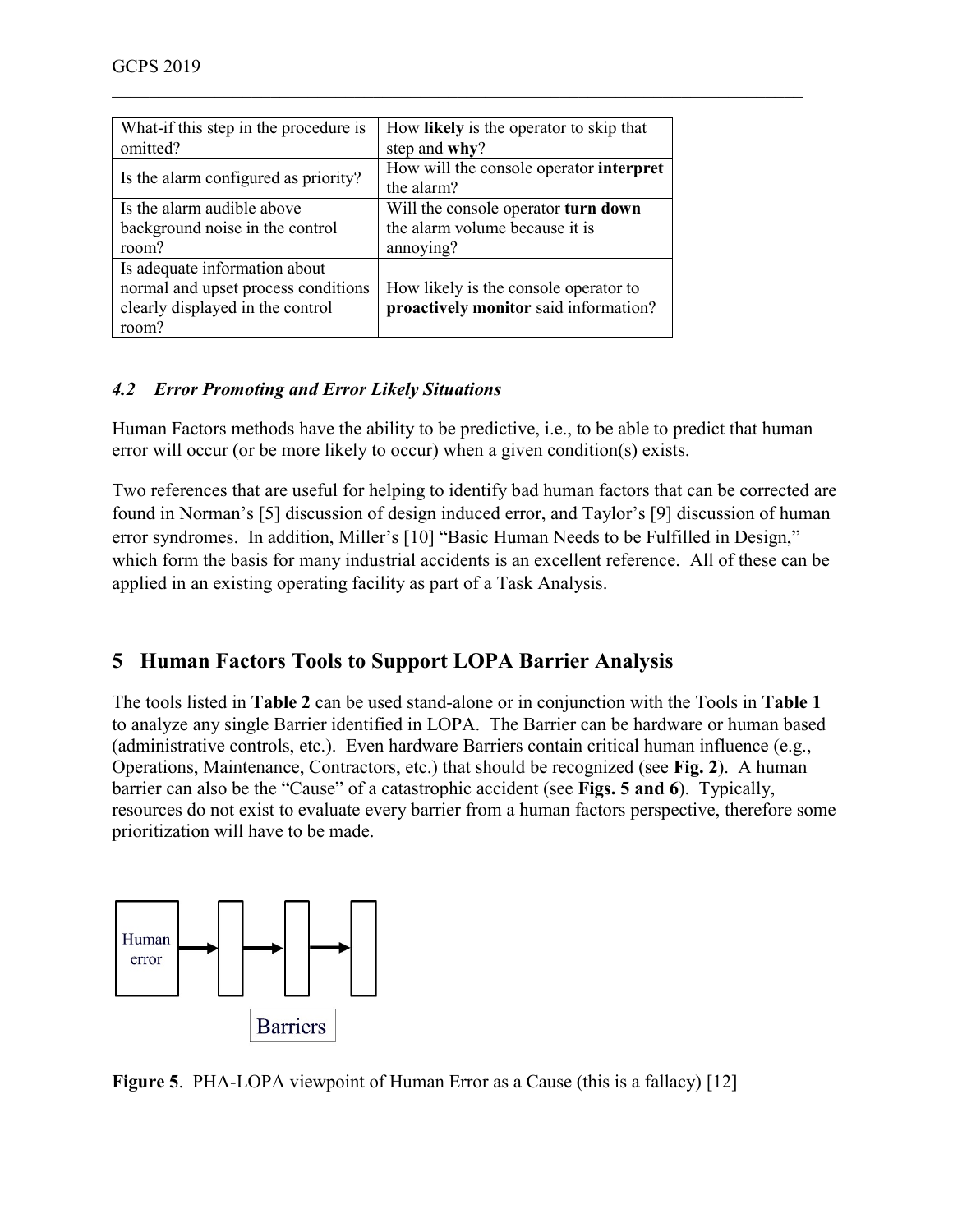| What-if this step in the procedure is omitted? | How **likely** is the operator to skip that step and **why**? |
| --- | --- |
| Is the alarm configured as priority? | How will the console operator **interpret** the alarm? |
| Is the alarm audible above background noise in the control room? | Will the console operator **turn down** the alarm volume because it is annoying? |
| Is adequate information about normal and upset process conditions clearly displayed in the control room? | How likely is the console operator to **proactively monitor** said information? |

### *4.2 Error Promoting and Error Likely Situations*

Human Factors methods have the ability to be predictive, i.e., to be able to predict that human error will occur (or be more likely to occur) when a given condition(s) exists.

Two references that are useful for helping to identify bad human factors that can be corrected are found in Norman's [5] discussion of design induced error, and Taylor's [9] discussion of human error syndromes. In addition, Miller's [10] "Basic Human Needs to be Fulfilled in Design," which form the basis for many industrial accidents is an excellent reference. All of these can be applied in an existing operating facility as part of a Task Analysis.

## 5 Human Factors Tools to Support LOPA Barrier Analysis

The tools listed in **Table 2** can be used stand-alone or in conjunction with the Tools in **Table 1** to analyze any single Barrier identified in LOPA. The Barrier can be hardware or human based (administrative controls, etc.). Even hardware Barriers contain critical human influence (e.g., Operations, Maintenance, Contractors, etc.) that should be recognized (see **Fig. 2**). A human barrier can also be the "Cause" of a catastrophic accident (see **Figs. 5 and 6**). Typically, resources do not exist to evaluate every barrier from a human factors perspective, therefore some prioritization will have to be made.

Human error

Barriers

**Figure 5**. PHA-LOPA viewpoint of Human Error as a Cause (this is a fallacy) [12]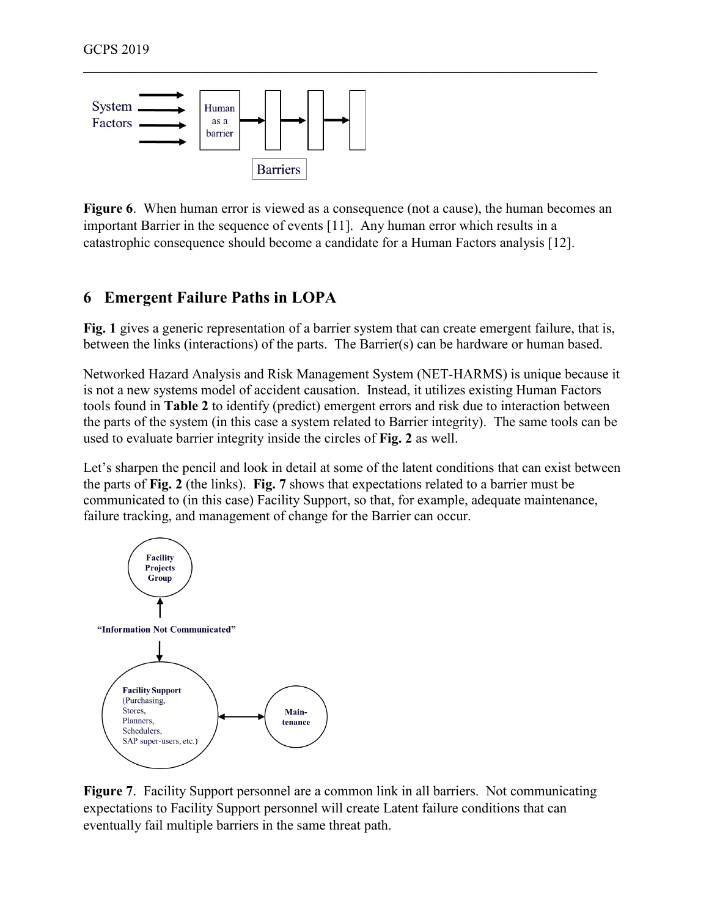Figure 6. When human error is viewed as a consequence (not a cause), the human becomes an important Barrier in the sequence of events [11]. Any human error which results in a catastrophic consequence should become a candidate for a Human Factors analysis [12].

## 6 Emergent Failure Paths in LOPA

**Fig. 1** gives a generic representation of a barrier system that can create emergent failure, that is, between the links (interactions) of the parts. The Barrier(s) can be hardware or human based.

Networked Hazard Analysis and Risk Management System (NET-HARMS) is unique because it is not a new systems model of accident causation. Instead, it utilizes existing Human Factors tools found in **Table 2** to identify (predict) emergent errors and risk due to interaction between the parts of the system (in this case a system related to Barrier integrity). The same tools can be used to evaluate barrier integrity inside the circles of **Fig. 2** as well.

Let's sharpen the pencil and look in detail at some of the latent conditions that can exist between the parts of **Fig. 2** (the links). **Fig. 7** shows that expectations related to a barrier must be communicated to (in this case) Facility Support, so that, for example, adequate maintenance, failure tracking, and management of change for the Barrier can occur.

**Figure 7**. Facility Support personnel are a common link in all barriers. Not communicating expectations to Facility Support personnel will create Latent failure conditions that can eventually fail multiple barriers in the same threat path.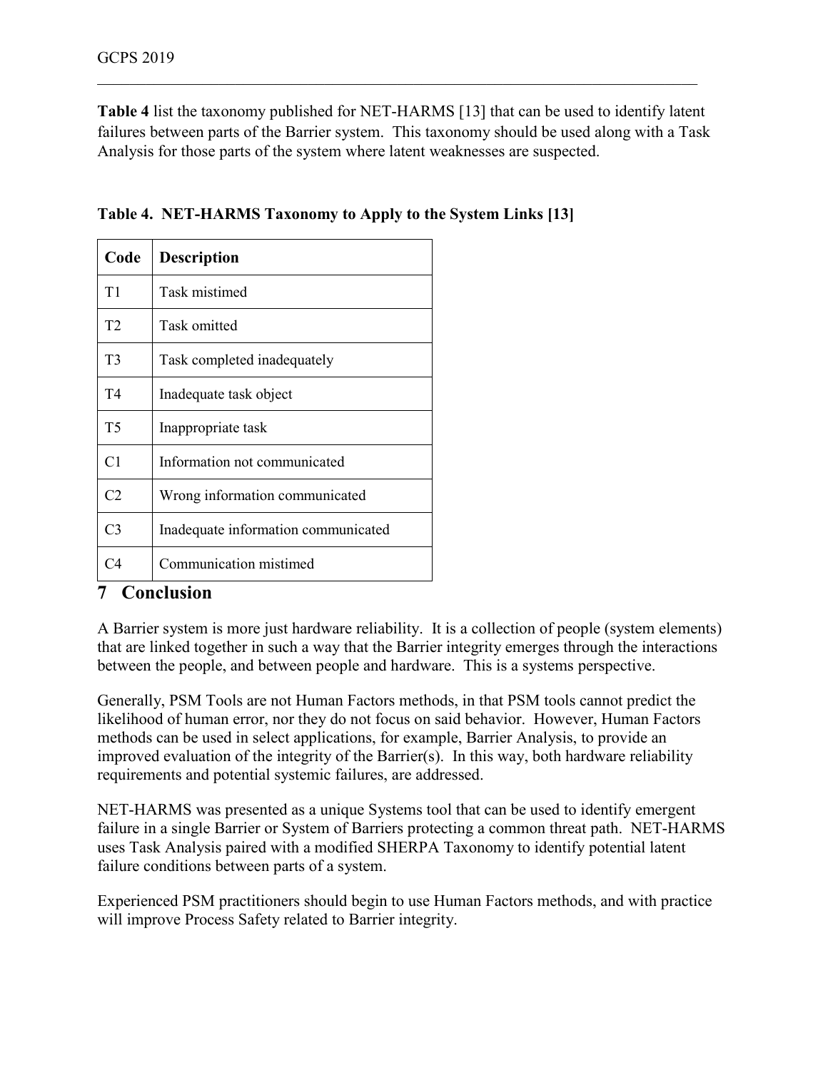**Table 4** list the taxonomy published for NET-HARMS [13] that can be used to identify latent failures between parts of the Barrier system. This taxonomy should be used along with a Task Analysis for those parts of the system where latent weaknesses are suspected.

**Table 4. NET-HARMS Taxonomy to Apply to the System Links [13]**

| Code | Description |
|---|---|
| T1 | Task mistimed |
| T2 | Task omitted |
| T3 | Task completed inadequately |
| T4 | Inadequate task object |
| T5 | Inappropriate task |
| C1 | Information not communicated |
| C2 | Wrong information communicated |
| C3 | Inadequate information communicated |
| C4 | Communication mistimed |

## 7 Conclusion

A Barrier system is more just hardware reliability. It is a collection of people (system elements) that are linked together in such a way that the Barrier integrity emerges through the interactions between the people, and between people and hardware. This is a systems perspective.

Generally, PSM Tools are not Human Factors methods, in that PSM tools cannot predict the likelihood of human error, nor they do not focus on said behavior. However, Human Factors methods can be used in select applications, for example, Barrier Analysis, to provide an improved evaluation of the integrity of the Barrier(s). In this way, both hardware reliability requirements and potential systemic failures, are addressed.

NET-HARMS was presented as a unique Systems tool that can be used to identify emergent failure in a single Barrier or System of Barriers protecting a common threat path. NET-HARMS uses Task Analysis paired with a modified SHERPA Taxonomy to identify potential latent failure conditions between parts of a system.

Experienced PSM practitioners should begin to use Human Factors methods, and with practice will improve Process Safety related to Barrier integrity.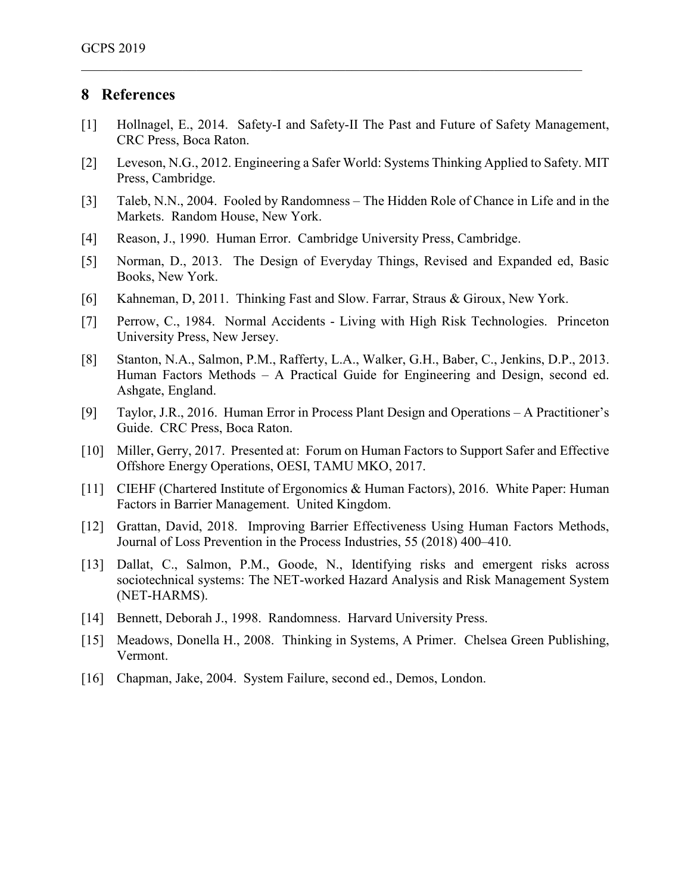## 8 References

[1] Hollnagel, E., 2014. Safety-I and Safety-II The Past and Future of Safety Management, CRC Press, Boca Raton.

[2] Leveson, N.G., 2012. Engineering a Safer World: Systems Thinking Applied to Safety. MIT Press, Cambridge.

[3] Taleb, N.N., 2004. Fooled by Randomness – The Hidden Role of Chance in Life and in the Markets. Random House, New York.

[4] Reason, J., 1990. Human Error. Cambridge University Press, Cambridge.

[5] Norman, D., 2013. The Design of Everyday Things, Revised and Expanded ed, Basic Books, New York.

[6] Kahneman, D, 2011. Thinking Fast and Slow. Farrar, Straus & Giroux, New York.

[7] Perrow, C., 1984. Normal Accidents - Living with High Risk Technologies. Princeton University Press, New Jersey.

[8] Stanton, N.A., Salmon, P.M., Rafferty, L.A., Walker, G.H., Baber, C., Jenkins, D.P., 2013. Human Factors Methods – A Practical Guide for Engineering and Design, second ed. Ashgate, England.

[9] Taylor, J.R., 2016. Human Error in Process Plant Design and Operations – A Practitioner's Guide. CRC Press, Boca Raton.

[10] Miller, Gerry, 2017. Presented at: Forum on Human Factors to Support Safer and Effective Offshore Energy Operations, OESI, TAMU MKO, 2017.

[11] CIEHF (Chartered Institute of Ergonomics & Human Factors), 2016. White Paper: Human Factors in Barrier Management. United Kingdom.

[12] Grattan, David, 2018. Improving Barrier Effectiveness Using Human Factors Methods, Journal of Loss Prevention in the Process Industries, 55 (2018) 400–410.

[13] Dallat, C., Salmon, P.M., Goode, N., Identifying risks and emergent risks across sociotechnical systems: The NET-worked Hazard Analysis and Risk Management System (NET-HARMS).

[14] Bennett, Deborah J., 1998. Randomness. Harvard University Press.

[15] Meadows, Donella H., 2008. Thinking in Systems, A Primer. Chelsea Green Publishing, Vermont.

[16] Chapman, Jake, 2004. System Failure, second ed., Demos, London.